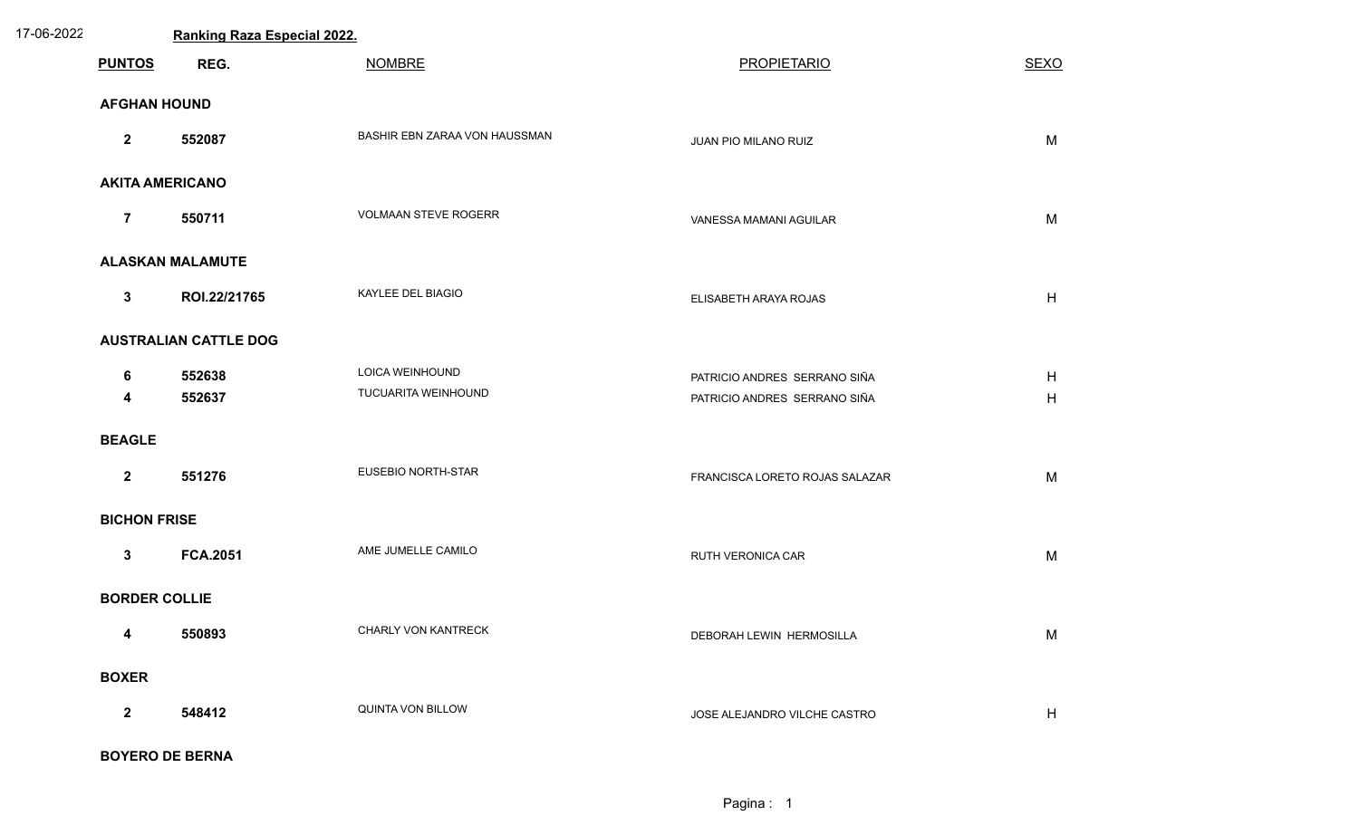17-06-2022

## Ranking Raza Especial 2022.

| PUNTOS | REG. | NOMBRE | PROPIETARIO | SEXO |
|---|---|---|---|---|
| **AFGHAN HOUND** | | | | |
| 2 | 552087 | BASHIR EBN ZARAA VON HAUSSMAN | JUAN PIO MILANO RUIZ | M |
| **AKITA AMERICANO** | | | | |
| 7 | 550711 | VOLMAAN STEVE ROGERR | VANESSA MAMANI AGUILAR | M |
| **ALASKAN MALAMUTE** | | | | |
| 3 | ROI.22/21765 | KAYLEE DEL BIAGIO | ELISABETH ARAYA ROJAS | H |
| **AUSTRALIAN CATTLE DOG** | | | | |
| 6 | 552638 | LOICA WEINHOUND | PATRICIO ANDRES SERRANO SIÑA | H |
| 4 | 552637 | TUCUARITA WEINHOUND | PATRICIO ANDRES SERRANO SIÑA | H |
| **BEAGLE** | | | | |
| 2 | 551276 | EUSEBIO NORTH-STAR | FRANCISCA LORETO ROJAS SALAZAR | M |
| **BICHON FRISE** | | | | |
| 3 | FCA.2051 | AME JUMELLE CAMILO | RUTH VERONICA CAR | M |
| **BORDER COLLIE** | | | | |
| 4 | 550893 | CHARLY VON KANTRECK | DEBORAH LEWIN HERMOSILLA | M |
| **BOXER** | | | | |
| 2 | 548412 | QUINTA VON BILLOW | JOSE ALEJANDRO VILCHE CASTRO | H |
| **BOYERO DE BERNA** | | | | |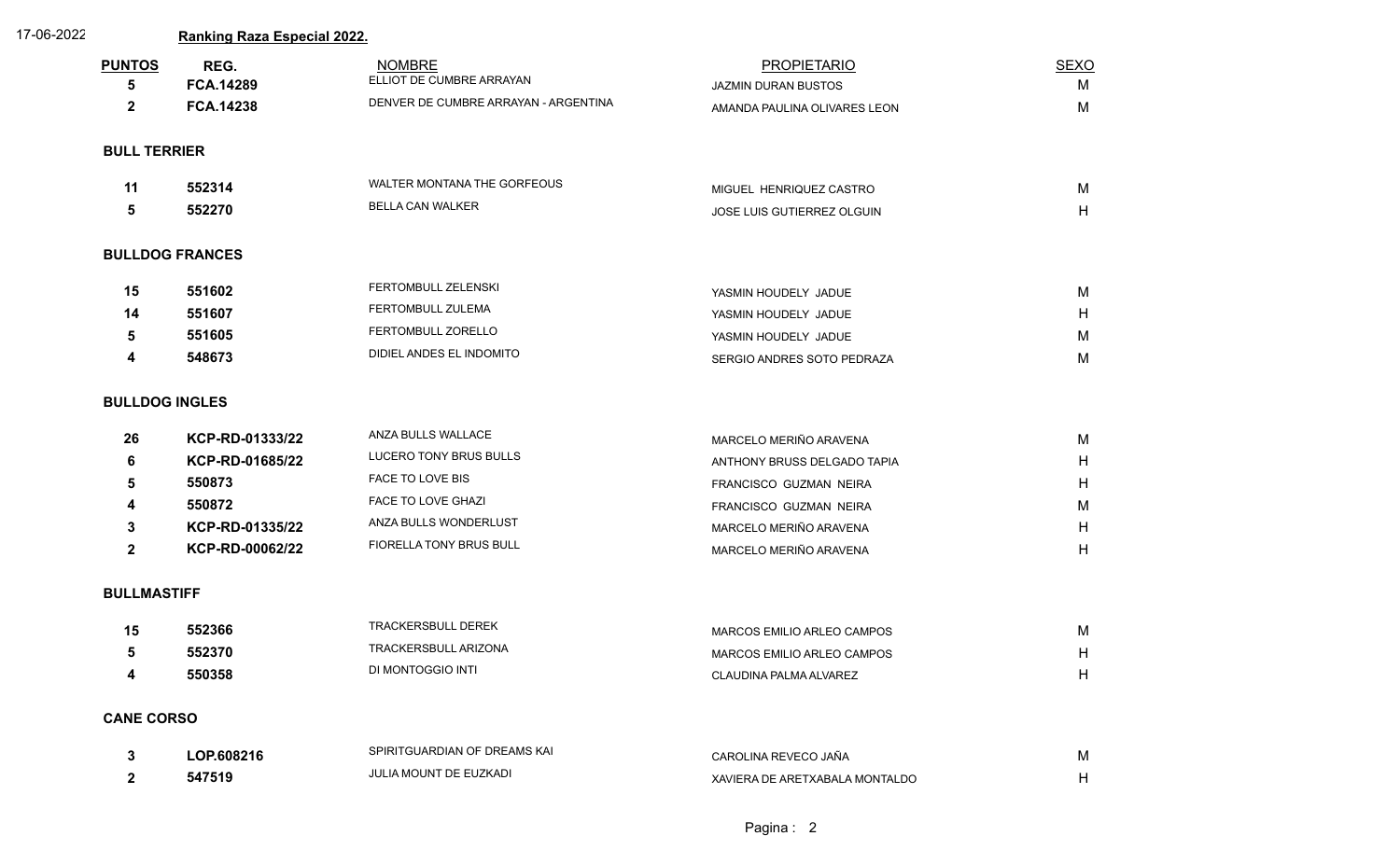17-06-2022

## Ranking Raza Especial 2022.

| PUNTOS | REG. | NOMBRE | PROPIETARIO | SEXO |
|---|---|---|---|---|
| 5 | FCA.14289 | ELLIOT DE CUMBRE ARRAYAN | JAZMIN DURAN BUSTOS | M |
| 2 | FCA.14238 | DENVER DE CUMBRE ARRAYAN - ARGENTINA | AMANDA PAULINA OLIVARES LEON | M |

### BULL TERRIER

| PUNTOS | REG. | NOMBRE | PROPIETARIO | SEXO |
|---|---|---|---|---|
| 11 | 552314 | WALTER MONTANA THE GORFEOUS | MIGUEL HENRIQUEZ CASTRO | M |
| 5 | 552270 | BELLA CAN WALKER | JOSE LUIS GUTIERREZ OLGUIN | H |

### BULLDOG FRANCES

| PUNTOS | REG. | NOMBRE | PROPIETARIO | SEXO |
|---|---|---|---|---|
| 15 | 551602 | FERTOMBULL ZELENSKI | YASMIN HOUDELY JADUE | M |
| 14 | 551607 | FERTOMBULL ZULEMA | YASMIN HOUDELY JADUE | H |
| 5 | 551605 | FERTOMBULL ZORELLO | YASMIN HOUDELY JADUE | M |
| 4 | 548673 | DIDIEL ANDES EL INDOMITO | SERGIO ANDRES SOTO PEDRAZA | M |

### BULLDOG INGLES

| PUNTOS | REG. | NOMBRE | PROPIETARIO | SEXO |
|---|---|---|---|---|
| 26 | KCP-RD-01333/22 | ANZA BULLS WALLACE | MARCELO MERIÑO ARAVENA | M |
| 6 | KCP-RD-01685/22 | LUCERO TONY BRUS BULLS | ANTHONY BRUSS DELGADO TAPIA | H |
| 5 | 550873 | FACE TO LOVE BIS | FRANCISCO GUZMAN NEIRA | H |
| 4 | 550872 | FACE TO LOVE GHAZI | FRANCISCO GUZMAN NEIRA | M |
| 3 | KCP-RD-01335/22 | ANZA BULLS WONDERLUST | MARCELO MERIÑO ARAVENA | H |
| 2 | KCP-RD-00062/22 | FIORELLA TONY BRUS BULL | MARCELO MERIÑO ARAVENA | H |

### BULLMASTIFF

| PUNTOS | REG. | NOMBRE | PROPIETARIO | SEXO |
|---|---|---|---|---|
| 15 | 552366 | TRACKERSBULL DEREK | MARCOS EMILIO ARLEO CAMPOS | M |
| 5 | 552370 | TRACKERSBULL ARIZONA | MARCOS EMILIO ARLEO CAMPOS | H |
| 4 | 550358 | DI MONTOGGIO INTI | CLAUDINA PALMA ALVAREZ | H |

### CANE CORSO

| PUNTOS | REG. | NOMBRE | PROPIETARIO | SEXO |
|---|---|---|---|---|
| 3 | LOP.608216 | SPIRITGUARDIAN OF DREAMS KAI | CAROLINA REVECO JAÑA | M |
| 2 | 547519 | JULIA MOUNT DE EUZKADI | XAVIERA DE ARETXABALA MONTALDO | H |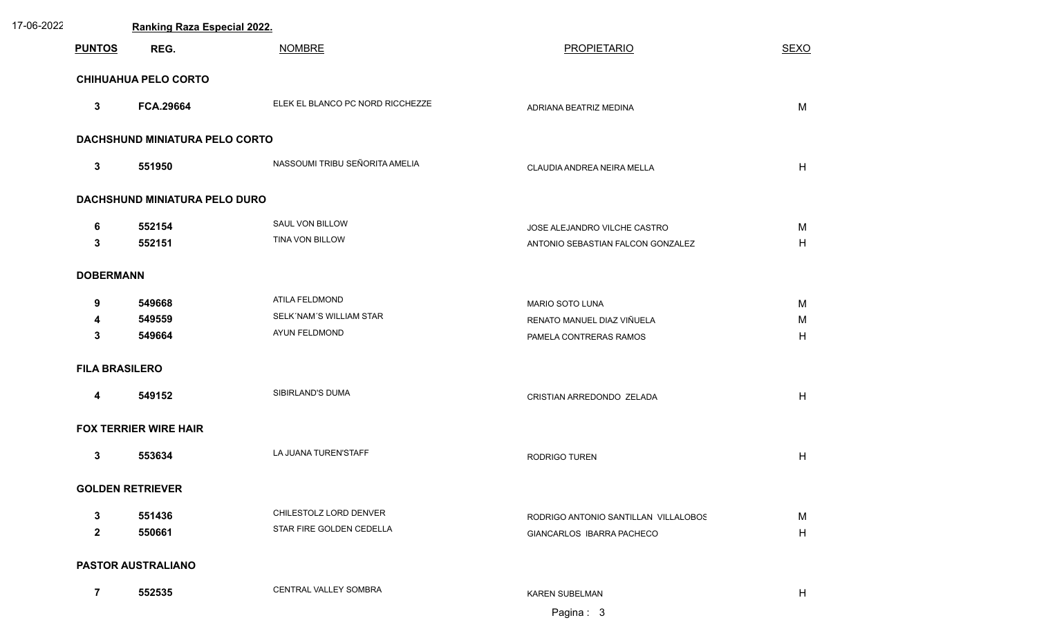17-06-2022 **Ranking Raza Especial 2022.**

| PUNTOS | REG. | NOMBRE | PROPIETARIO | SEXO |
|---|---|---|---|---|
| **CHIHUAHUA PELO CORTO** | | | | |
| **3** | **FCA.29664** | ELEK EL BLANCO PC NORD RICCHEZZE | ADRIANA BEATRIZ MEDINA | M |
| **DACHSHUND MINIATURA PELO CORTO** | | | | |
| **3** | **551950** | NASSOUMI TRIBU SEÑORITA AMELIA | CLAUDIA ANDREA NEIRA MELLA | H |
| **DACHSHUND MINIATURA PELO DURO** | | | | |
| **6** | **552154** | SAUL VON BILLOW | JOSE ALEJANDRO VILCHE CASTRO | M |
| **3** | **552151** | TINA VON BILLOW | ANTONIO SEBASTIAN FALCON GONZALEZ | H |
| **DOBERMANN** | | | | |
| **9** | **549668** | ATILA FELDMOND | MARIO SOTO LUNA | M |
| **4** | **549559** | SELK´NAM´S WILLIAM STAR | RENATO MANUEL DIAZ VIÑUELA | M |
| **3** | **549664** | AYUN FELDMOND | PAMELA CONTRERAS RAMOS | H |
| **FILA BRASILERO** | | | | |
| **4** | **549152** | SIBIRLAND'S DUMA | CRISTIAN ARREDONDO ZELADA | H |
| **FOX TERRIER WIRE HAIR** | | | | |
| **3** | **553634** | LA JUANA TUREN'STAFF | RODRIGO TUREN | H |
| **GOLDEN RETRIEVER** | | | | |
| **3** | **551436** | CHILESTOLZ LORD DENVER | RODRIGO ANTONIO SANTILLAN VILLALOBOS | M |
| **2** | **550661** | STAR FIRE GOLDEN CEDELLA | GIANCARLOS IBARRA PACHECO | H |
| **PASTOR AUSTRALIANO** | | | | |
| **7** | **552535** | CENTRAL VALLEY SOMBRA | KAREN SUBELMAN | H |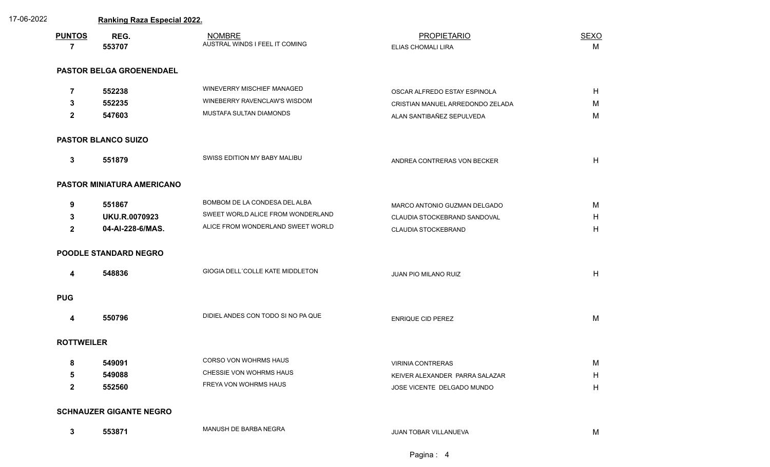17-06-2022 **Ranking Raza Especial 2022.**

| PUNTOS | REG. | NOMBRE | PROPIETARIO | SEXO |
|---|---|---|---|---|
| 7 | 553707 | AUSTRAL WINDS I FEEL IT COMING | ELIAS CHOMALI LIRA | M |

**PASTOR BELGA GROENENDAEL**

| PUNTOS | REG. | NOMBRE | PROPIETARIO | SEXO |
|---|---|---|---|---|
| 7 | 552238 | WINEVERRY MISCHIEF MANAGED | OSCAR ALFREDO ESTAY ESPINOLA | H |
| 3 | 552235 | WINEBERRY RAVENCLAW'S WISDOM | CRISTIAN MANUEL ARREDONDO ZELADA | M |
| 2 | 547603 | MUSTAFA SULTAN DIAMONDS | ALAN SANTIBAÑEZ SEPULVEDA | M |

**PASTOR BLANCO SUIZO**

| PUNTOS | REG. | NOMBRE | PROPIETARIO | SEXO |
|---|---|---|---|---|
| 3 | 551879 | SWISS EDITION MY BABY MALIBU | ANDREA CONTRERAS VON BECKER | H |

**PASTOR MINIATURA AMERICANO**

| PUNTOS | REG. | NOMBRE | PROPIETARIO | SEXO |
|---|---|---|---|---|
| 9 | 551867 | BOMBOM DE LA CONDESA DEL ALBA | MARCO ANTONIO GUZMAN DELGADO | M |
| 3 | UKU.R.0070923 | SWEET WORLD ALICE FROM WONDERLAND | CLAUDIA STOCKEBRAND SANDOVAL | H |
| 2 | 04-AI-228-6/MAS. | ALICE FROM WONDERLAND SWEET WORLD | CLAUDIA STOCKEBRAND | H |

**POODLE STANDARD NEGRO**

| PUNTOS | REG. | NOMBRE | PROPIETARIO | SEXO |
|---|---|---|---|---|
| 4 | 548836 | GIOGIA DELL´COLLE KATE MIDDLETON | JUAN PIO MILANO RUIZ | H |

**PUG**

| PUNTOS | REG. | NOMBRE | PROPIETARIO | SEXO |
|---|---|---|---|---|
| 4 | 550796 | DIDIEL ANDES CON TODO SI NO PA QUE | ENRIQUE CID PEREZ | M |

**ROTTWEILER**

| PUNTOS | REG. | NOMBRE | PROPIETARIO | SEXO |
|---|---|---|---|---|
| 8 | 549091 | CORSO VON WOHRMS HAUS | VIRINIA CONTRERAS | M |
| 5 | 549088 | CHESSIE VON WOHRMS HAUS | KEIVER ALEXANDER PARRA SALAZAR | H |
| 2 | 552560 | FREYA VON WOHRMS HAUS | JOSE VICENTE DELGADO MUNDO | H |

**SCHNAUZER GIGANTE NEGRO**

| PUNTOS | REG. | NOMBRE | PROPIETARIO | SEXO |
|---|---|---|---|---|
| 3 | 553871 | MANUSH DE BARBA NEGRA | JUAN TOBAR VILLANUEVA | M |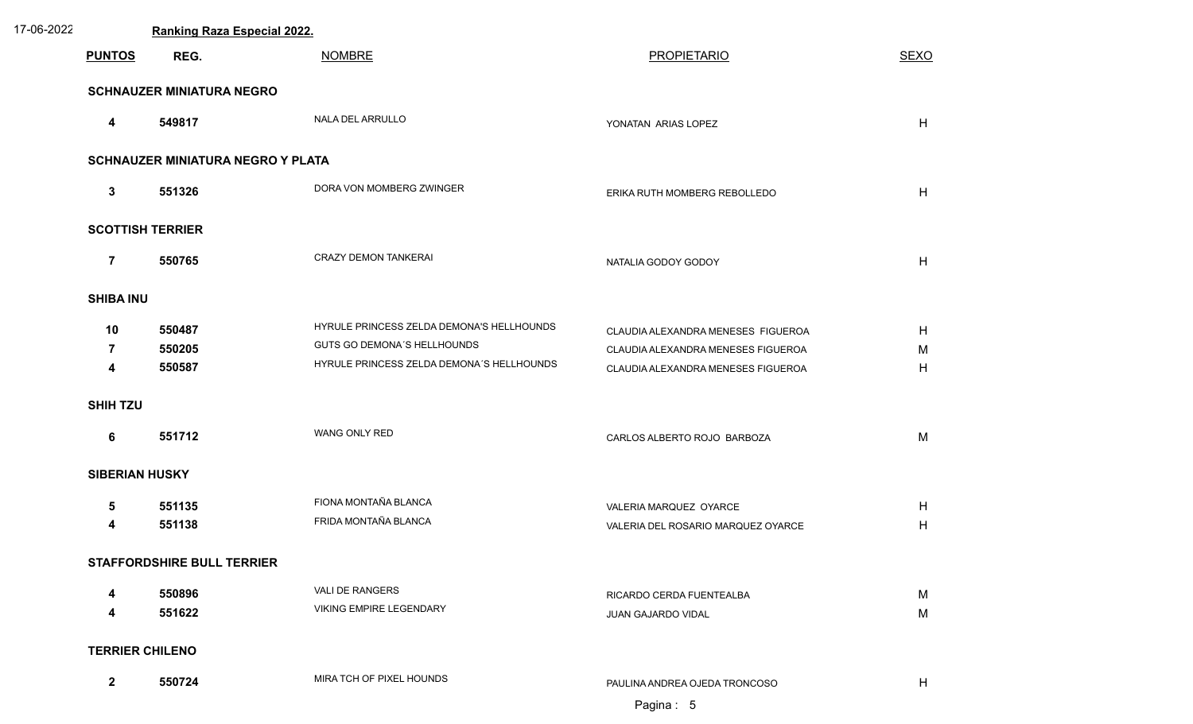17-06-2022 **Ranking Raza Especial 2022.**

| PUNTOS | REG. | NOMBRE | PROPIETARIO | SEXO |
|---|---|---|---|---|
| **SCHNAUZER MINIATURA NEGRO** | | | | |
| 4 | 549817 | NALA DEL ARRULLO | YONATAN ARIAS LOPEZ | H |
| **SCHNAUZER MINIATURA NEGRO Y PLATA** | | | | |
| 3 | 551326 | DORA VON MOMBERG ZWINGER | ERIKA RUTH MOMBERG REBOLLEDO | H |
| **SCOTTISH TERRIER** | | | | |
| 7 | 550765 | CRAZY DEMON TANKERAI | NATALIA GODOY GODOY | H |
| **SHIBA INU** | | | | |
| 10 | 550487 | HYRULE PRINCESS ZELDA DEMONA'S HELLHOUNDS | CLAUDIA ALEXANDRA MENESES FIGUEROA | H |
| 7 | 550205 | GUTS GO DEMONA´S HELLHOUNDS | CLAUDIA ALEXANDRA MENESES FIGUEROA | M |
| 4 | 550587 | HYRULE PRINCESS ZELDA DEMONA´S HELLHOUNDS | CLAUDIA ALEXANDRA MENESES FIGUEROA | H |
| **SHIH TZU** | | | | |
| 6 | 551712 | WANG ONLY RED | CARLOS ALBERTO ROJO BARBOZA | M |
| **SIBERIAN HUSKY** | | | | |
| 5 | 551135 | FIONA MONTAÑA BLANCA | VALERIA MARQUEZ OYARCE | H |
| 4 | 551138 | FRIDA MONTAÑA BLANCA | VALERIA DEL ROSARIO MARQUEZ OYARCE | H |
| **STAFFORDSHIRE BULL TERRIER** | | | | |
| 4 | 550896 | VALI DE RANGERS | RICARDO CERDA FUENTEALBA | M |
| 4 | 551622 | VIKING EMPIRE LEGENDARY | JUAN GAJARDO VIDAL | M |
| **TERRIER CHILENO** | | | | |
| 2 | 550724 | MIRA TCH OF PIXEL HOUNDS | PAULINA ANDREA OJEDA TRONCOSO | H |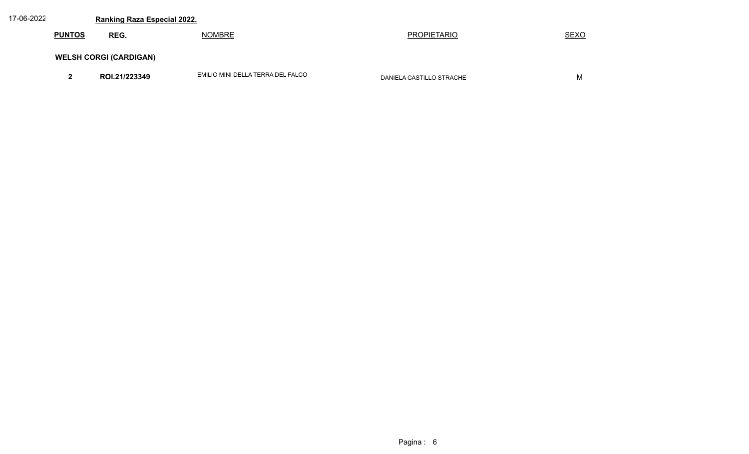17-06-2022 **Ranking Raza Especial 2022.**

| PUNTOS | REG. | NOMBRE | PROPIETARIO | SEXO |
| --- | --- | --- | --- | --- |
| **WELSH CORGI (CARDIGAN)** | | | | |
| **2** | **ROI.21/223349** | EMILIO MINI DELLA TERRA DEL FALCO | DANIELA CASTILLO STRACHE | M |